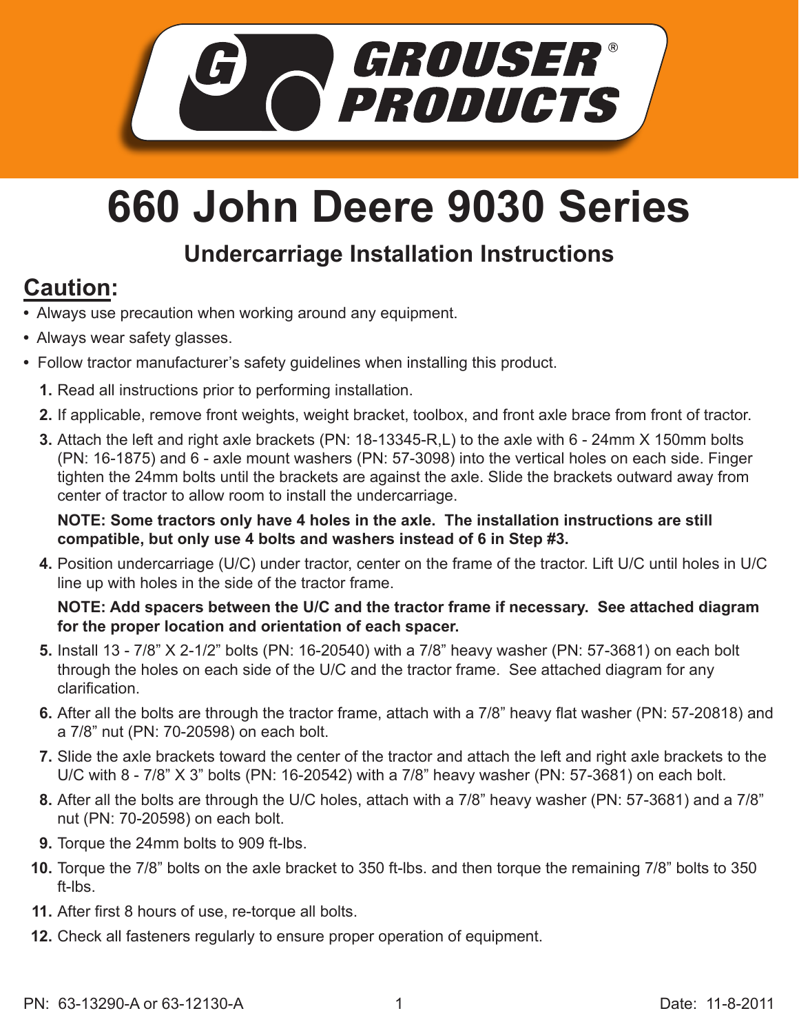GROUSER PRODUCTS®

# 660 John Deere 9030 Series

## Undercarriage Installation Instructions

## Caution:

- Always use precaution when working around any equipment.
- Always wear safety glasses.
- Follow tractor manufacturer's safety guidelines when installing this product.

1. Read all instructions prior to performing installation.
2. If applicable, remove front weights, weight bracket, toolbox, and front axle brace from front of tractor.
3. Attach the left and right axle brackets (PN: 18-13345-R,L) to the axle with 6 - 24mm X 150mm bolts (PN: 16-1875) and 6 - axle mount washers (PN: 57-3098) into the vertical holes on each side. Finger tighten the 24mm bolts until the brackets are against the axle. Slide the brackets outward away from center of tractor to allow room to install the undercarriage.

   **NOTE: Some tractors only have 4 holes in the axle. The installation instructions are still compatible, but only use 4 bolts and washers instead of 6 in Step #3.**

4. Position undercarriage (U/C) under tractor, center on the frame of the tractor. Lift U/C until holes in U/C line up with holes in the side of the tractor frame.

   **NOTE: Add spacers between the U/C and the tractor frame if necessary. See attached diagram for the proper location and orientation of each spacer.**

5. Install 13 - 7/8" X 2-1/2" bolts (PN: 16-20540) with a 7/8" heavy washer (PN: 57-3681) on each bolt through the holes on each side of the U/C and the tractor frame. See attached diagram for any clarification.
6. After all the bolts are through the tractor frame, attach with a 7/8" heavy flat washer (PN: 57-20818) and a 7/8" nut (PN: 70-20598) on each bolt.
7. Slide the axle brackets toward the center of the tractor and attach the left and right axle brackets to the U/C with 8 - 7/8" X 3" bolts (PN: 16-20542) with a 7/8" heavy washer (PN: 57-3681) on each bolt.
8. After all the bolts are through the U/C holes, attach with a 7/8" heavy washer (PN: 57-3681) and a 7/8" nut (PN: 70-20598) on each bolt.
9. Torque the 24mm bolts to 909 ft-lbs.
10. Torque the 7/8" bolts on the axle bracket to 350 ft-lbs. and then torque the remaining 7/8" bolts to 350 ft-lbs.
11. After first 8 hours of use, re-torque all bolts.
12. Check all fasteners regularly to ensure proper operation of equipment.

PN: 63-13290-A or 63-12130-A

Date: 11-8-2011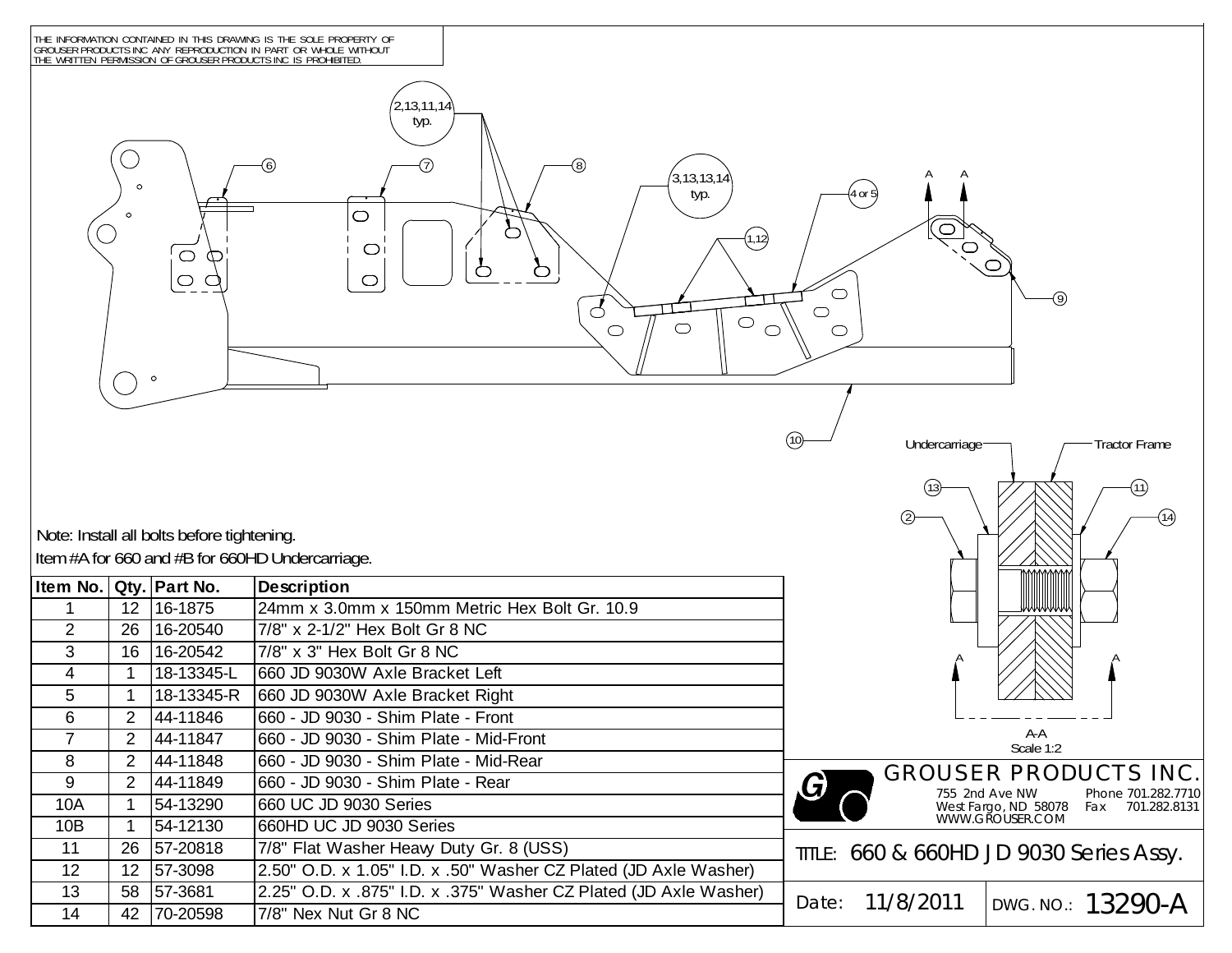THE INFORMATION CONTAINED IN THIS DRAWING IS THE SOLE PROPERTY OF GROUSER PRODUCTS INC ANY REPRODUCTION IN PART OR WHOLE WITHOUT THE WRITTEN PERMISSION OF GROUSER PRODUCTS INC IS PROHIBITED.

2,13,11,14 typ.

3,13,13,14 typ.

6

7

8

4 or 5

1,12

A A

9

10

Undercarriage

Tractor Frame

13

11

2

14

A A

A-A
Scale 1:2

Note: Install all bolts before tightening.

Item #A for 660 and #B for 660HD Undercarriage.

| Item No. | Qty. | Part No. | Description |
|---|---|---|---|
| 1 | 12 | 16-1875 | 24mm x 3.0mm x 150mm Metric Hex Bolt Gr. 10.9 |
| 2 | 26 | 16-20540 | 7/8" x 2-1/2" Hex Bolt Gr 8 NC |
| 3 | 16 | 16-20542 | 7/8" x 3" Hex Bolt Gr 8 NC |
| 4 | 1 | 18-13345-L | 660 JD 9030W Axle Bracket Left |
| 5 | 1 | 18-13345-R | 660 JD 9030W Axle Bracket Right |
| 6 | 2 | 44-11846 | 660 - JD 9030 - Shim Plate - Front |
| 7 | 2 | 44-11847 | 660 - JD 9030 - Shim Plate - Mid-Front |
| 8 | 2 | 44-11848 | 660 - JD 9030 - Shim Plate - Mid-Rear |
| 9 | 2 | 44-11849 | 660 - JD 9030 - Shim Plate - Rear |
| 10A | 1 | 54-13290 | 660 UC JD 9030 Series |
| 10B | 1 | 54-12130 | 660HD UC JD 9030 Series |
| 11 | 26 | 57-20818 | 7/8" Flat Washer Heavy Duty Gr. 8 (USS) |
| 12 | 12 | 57-3098 | 2.50" O.D. x 1.05" I.D. x .50" Washer CZ Plated (JD Axle Washer) |
| 13 | 58 | 57-3681 | 2.25" O.D. x .875" I.D. x .375" Washer CZ Plated (JD Axle Washer) |
| 14 | 42 | 70-20598 | 7/8" Nex Nut Gr 8 NC |

GROUSER PRODUCTS INC.
755 2nd Ave NW
West Fargo, ND 58078
WWW.GROUSER.COM
Phone 701.282.7710
Fax 701.282.8131

TITLE: 660 & 660HD JD 9030 Series Assy.

Date: 11/8/2011

DWG. NO.: 13290-A